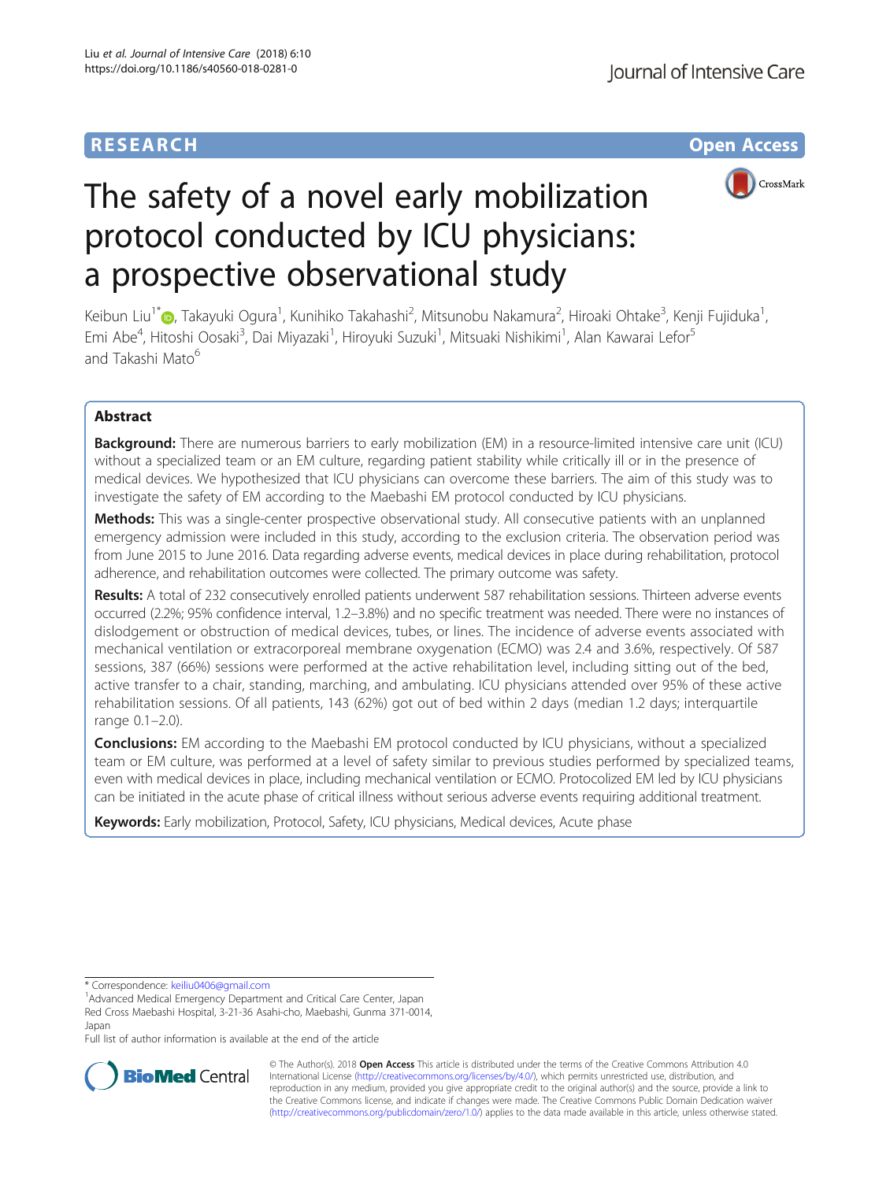RESEARCH Open Access

# The safety of a novel early mobilization protocol conducted by ICU physicians: a prospective observational study

Keibun Liu[1*], Takayuki Ogura[1], Kunihiko Takahashi[2], Mitsunobu Nakamura[2], Hiroaki Ohtake[3], Kenji Fujiduka[1], Emi Abe[4], Hitoshi Oosaki[3], Dai Miyazaki[1], Hiroyuki Suzuki[1], Mitsuaki Nishikimi[1], Alan Kawarai Lefor[5] and Takashi Mato[6]

## Abstract

**Background:** There are numerous barriers to early mobilization (EM) in a resource-limited intensive care unit (ICU) without a specialized team or an EM culture, regarding patient stability while critically ill or in the presence of medical devices. We hypothesized that ICU physicians can overcome these barriers. The aim of this study was to investigate the safety of EM according to the Maebashi EM protocol conducted by ICU physicians.

**Methods:** This was a single-center prospective observational study. All consecutive patients with an unplanned emergency admission were included in this study, according to the exclusion criteria. The observation period was from June 2015 to June 2016. Data regarding adverse events, medical devices in place during rehabilitation, protocol adherence, and rehabilitation outcomes were collected. The primary outcome was safety.

**Results:** A total of 232 consecutively enrolled patients underwent 587 rehabilitation sessions. Thirteen adverse events occurred (2.2%; 95% confidence interval, 1.2–3.8%) and no specific treatment was needed. There were no instances of dislodgement or obstruction of medical devices, tubes, or lines. The incidence of adverse events associated with mechanical ventilation or extracorporeal membrane oxygenation (ECMO) was 2.4 and 3.6%, respectively. Of 587 sessions, 387 (66%) sessions were performed at the active rehabilitation level, including sitting out of the bed, active transfer to a chair, standing, marching, and ambulating. ICU physicians attended over 95% of these active rehabilitation sessions. Of all patients, 143 (62%) got out of bed within 2 days (median 1.2 days; interquartile range 0.1–2.0).

**Conclusions:** EM according to the Maebashi EM protocol conducted by ICU physicians, without a specialized team or EM culture, was performed at a level of safety similar to previous studies performed by specialized teams, even with medical devices in place, including mechanical ventilation or ECMO. Protocolized EM led by ICU physicians can be initiated in the acute phase of critical illness without serious adverse events requiring additional treatment.

**Keywords:** Early mobilization, Protocol, Safety, ICU physicians, Medical devices, Acute phase

---

* Correspondence: keiliu0406@gmail.com

[1]Advanced Medical Emergency Department and Critical Care Center, Japan Red Cross Maebashi Hospital, 3-21-36 Asahi-cho, Maebashi, Gunma 371-0014, Japan

Full list of author information is available at the end of the article

© The Author(s). 2018 **Open Access** This article is distributed under the terms of the Creative Commons Attribution 4.0 International License (http://creativecommons.org/licenses/by/4.0/), which permits unrestricted use, distribution, and reproduction in any medium, provided you give appropriate credit to the original author(s) and the source, provide a link to the Creative Commons license, and indicate if changes were made. The Creative Commons Public Domain Dedication waiver (http://creativecommons.org/publicdomain/zero/1.0/) applies to the data made available in this article, unless otherwise stated.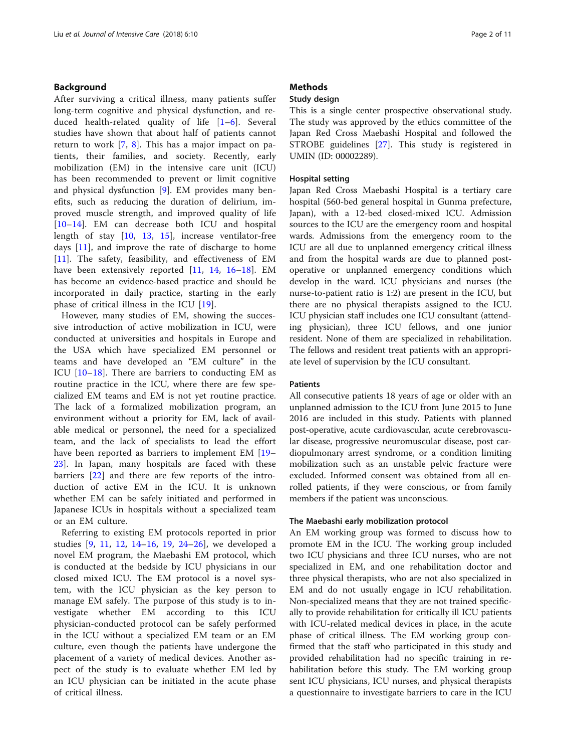## Background

After surviving a critical illness, many patients suffer long-term cognitive and physical dysfunction, and reduced health-related quality of life [1–6]. Several studies have shown that about half of patients cannot return to work [7, 8]. This has a major impact on patients, their families, and society. Recently, early mobilization (EM) in the intensive care unit (ICU) has been recommended to prevent or limit cognitive and physical dysfunction [9]. EM provides many benefits, such as reducing the duration of delirium, improved muscle strength, and improved quality of life [10–14]. EM can decrease both ICU and hospital length of stay [10, 13, 15], increase ventilator-free days [11], and improve the rate of discharge to home [11]. The safety, feasibility, and effectiveness of EM have been extensively reported [11, 14, 16–18]. EM has become an evidence-based practice and should be incorporated in daily practice, starting in the early phase of critical illness in the ICU [19].

However, many studies of EM, showing the successive introduction of active mobilization in ICU, were conducted at universities and hospitals in Europe and the USA which have specialized EM personnel or teams and have developed an "EM culture" in the ICU [10–18]. There are barriers to conducting EM as routine practice in the ICU, where there are few specialized EM teams and EM is not yet routine practice. The lack of a formalized mobilization program, an environment without a priority for EM, lack of available medical or personnel, the need for a specialized team, and the lack of specialists to lead the effort have been reported as barriers to implement EM [19–23]. In Japan, many hospitals are faced with these barriers [22] and there are few reports of the introduction of active EM in the ICU. It is unknown whether EM can be safely initiated and performed in Japanese ICUs in hospitals without a specialized team or an EM culture.

Referring to existing EM protocols reported in prior studies [9, 11, 12, 14–16, 19, 24–26], we developed a novel EM program, the Maebashi EM protocol, which is conducted at the bedside by ICU physicians in our closed mixed ICU. The EM protocol is a novel system, with the ICU physician as the key person to manage EM safely. The purpose of this study is to investigate whether EM according to this ICU physician-conducted protocol can be safely performed in the ICU without a specialized EM team or an EM culture, even though the patients have undergone the placement of a variety of medical devices. Another aspect of the study is to evaluate whether EM led by an ICU physician can be initiated in the acute phase of critical illness.

## Methods

### Study design

This is a single center prospective observational study. The study was approved by the ethics committee of the Japan Red Cross Maebashi Hospital and followed the STROBE guidelines [27]. This study is registered in UMIN (ID: 00002289).

### Hospital setting

Japan Red Cross Maebashi Hospital is a tertiary care hospital (560-bed general hospital in Gunma prefecture, Japan), with a 12-bed closed-mixed ICU. Admission sources to the ICU are the emergency room and hospital wards. Admissions from the emergency room to the ICU are all due to unplanned emergency critical illness and from the hospital wards are due to planned post-operative or unplanned emergency conditions which develop in the ward. ICU physicians and nurses (the nurse-to-patient ratio is 1:2) are present in the ICU, but there are no physical therapists assigned to the ICU. ICU physician staff includes one ICU consultant (attending physician), three ICU fellows, and one junior resident. None of them are specialized in rehabilitation. The fellows and resident treat patients with an appropriate level of supervision by the ICU consultant.

### Patients

All consecutive patients 18 years of age or older with an unplanned admission to the ICU from June 2015 to June 2016 are included in this study. Patients with planned post-operative, acute cardiovascular, acute cerebrovascular disease, progressive neuromuscular disease, post cardiopulmonary arrest syndrome, or a condition limiting mobilization such as an unstable pelvic fracture were excluded. Informed consent was obtained from all enrolled patients, if they were conscious, or from family members if the patient was unconscious.

### The Maebashi early mobilization protocol

An EM working group was formed to discuss how to promote EM in the ICU. The working group included two ICU physicians and three ICU nurses, who are not specialized in EM, and one rehabilitation doctor and three physical therapists, who are not also specialized in EM and do not usually engage in ICU rehabilitation. Non-specialized means that they are not trained specifically to provide rehabilitation for critically ill ICU patients with ICU-related medical devices in place, in the acute phase of critical illness. The EM working group confirmed that the staff who participated in this study and provided rehabilitation had no specific training in rehabilitation before this study. The EM working group sent ICU physicians, ICU nurses, and physical therapists a questionnaire to investigate barriers to care in the ICU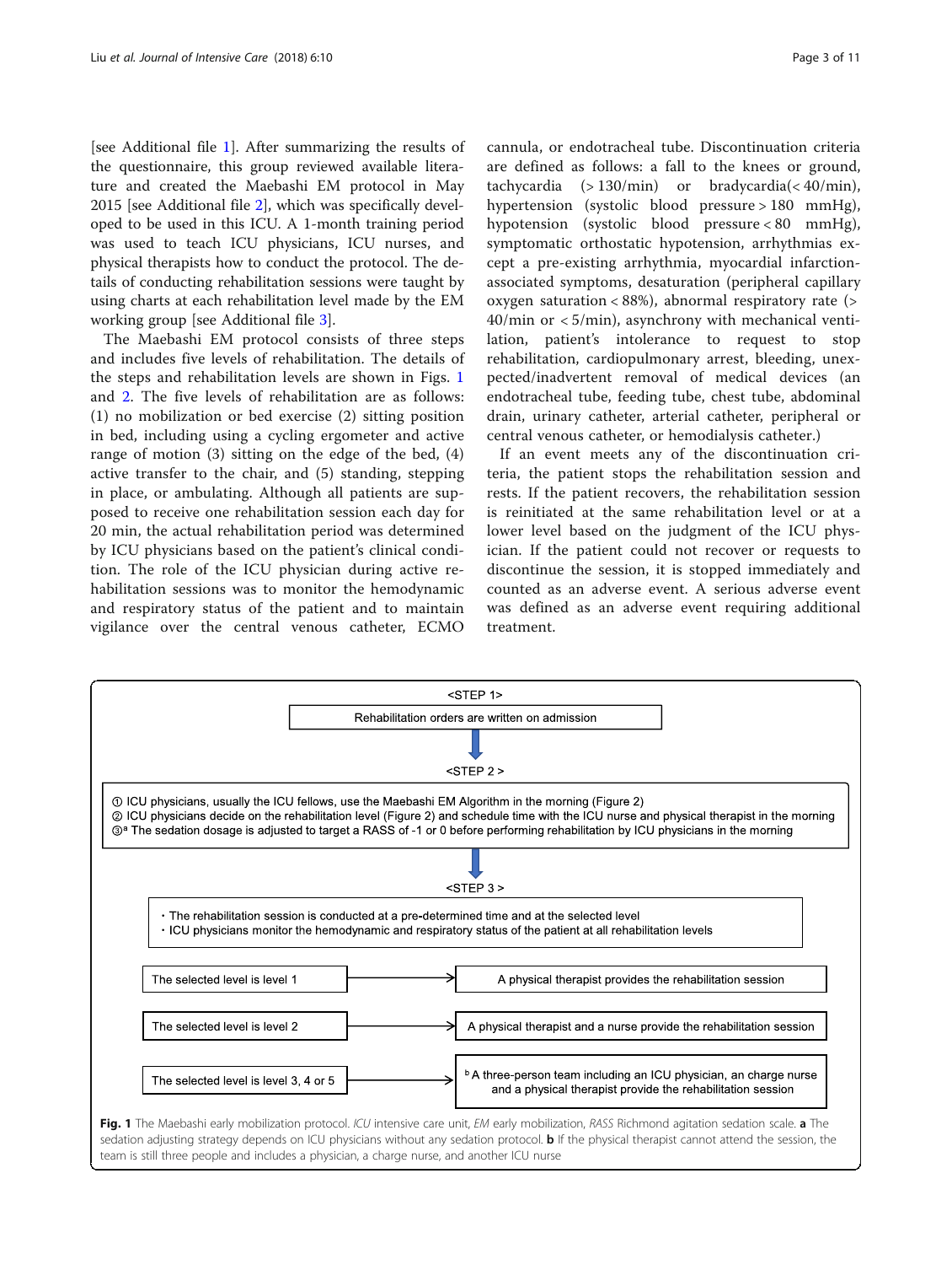[see Additional file 1]. After summarizing the results of the questionnaire, this group reviewed available literature and created the Maebashi EM protocol in May 2015 [see Additional file 2], which was specifically developed to be used in this ICU. A 1-month training period was used to teach ICU physicians, ICU nurses, and physical therapists how to conduct the protocol. The details of conducting rehabilitation sessions were taught by using charts at each rehabilitation level made by the EM working group [see Additional file 3].

The Maebashi EM protocol consists of three steps and includes five levels of rehabilitation. The details of the steps and rehabilitation levels are shown in Figs. 1 and 2. The five levels of rehabilitation are as follows: (1) no mobilization or bed exercise (2) sitting position in bed, including using a cycling ergometer and active range of motion (3) sitting on the edge of the bed, (4) active transfer to the chair, and (5) standing, stepping in place, or ambulating. Although all patients are supposed to receive one rehabilitation session each day for 20 min, the actual rehabilitation period was determined by ICU physicians based on the patient's clinical condition. The role of the ICU physician during active rehabilitation sessions was to monitor the hemodynamic and respiratory status of the patient and to maintain vigilance over the central venous catheter, ECMO cannula, or endotracheal tube. Discontinuation criteria are defined as follows: a fall to the knees or ground, tachycardia (> 130/min) or bradycardia(< 40/min), hypertension (systolic blood pressure > 180 mmHg), hypotension (systolic blood pressure < 80 mmHg), symptomatic orthostatic hypotension, arrhythmias except a pre-existing arrhythmia, myocardial infarction-associated symptoms, desaturation (peripheral capillary oxygen saturation < 88%), abnormal respiratory rate (> 40/min or < 5/min), asynchrony with mechanical ventilation, patient's intolerance to request to stop rehabilitation, cardiopulmonary arrest, bleeding, unexpected/inadvertent removal of medical devices (an endotracheal tube, feeding tube, chest tube, abdominal drain, urinary catheter, arterial catheter, peripheral or central venous catheter, or hemodialysis catheter.)

If an event meets any of the discontinuation criteria, the patient stops the rehabilitation session and rests. If the patient recovers, the rehabilitation session is reinitiated at the same rehabilitation level or at a lower level based on the judgment of the ICU physician. If the patient could not recover or requests to discontinue the session, it is stopped immediately and counted as an adverse event. A serious adverse event was defined as an adverse event requiring additional treatment.

<STEP 1>

Rehabilitation orders are written on admission

<STEP 2>

① ICU physicians, usually the ICU fellows, use the Maebashi EM Algorithm in the morning (Figure 2)
② ICU physicians decide on the rehabilitation level (Figure 2) and schedule time with the ICU nurse and physical therapist in the morning
③[a] The sedation dosage is adjusted to target a RASS of -1 or 0 before performing rehabilitation by ICU physicians in the morning

<STEP 3>

- The rehabilitation session is conducted at a pre-determined time and at the selected level
- ICU physicians monitor the hemodynamic and respiratory status of the patient at all rehabilitation levels

The selected level is level 1 → A physical therapist provides the rehabilitation session

The selected level is level 2 → A physical therapist and a nurse provide the rehabilitation session

The selected level is level 3, 4 or 5 → [b] A three-person team including an ICU physician, an charge nurse and a physical therapist provide the rehabilitation session

**Fig. 1** The Maebashi early mobilization protocol. *ICU* intensive care unit, *EM* early mobilization, *RASS* Richmond agitation sedation scale. **a** The sedation adjusting strategy depends on ICU physicians without any sedation protocol. **b** If the physical therapist cannot attend the session, the team is still three people and includes a physician, a charge nurse, and another ICU nurse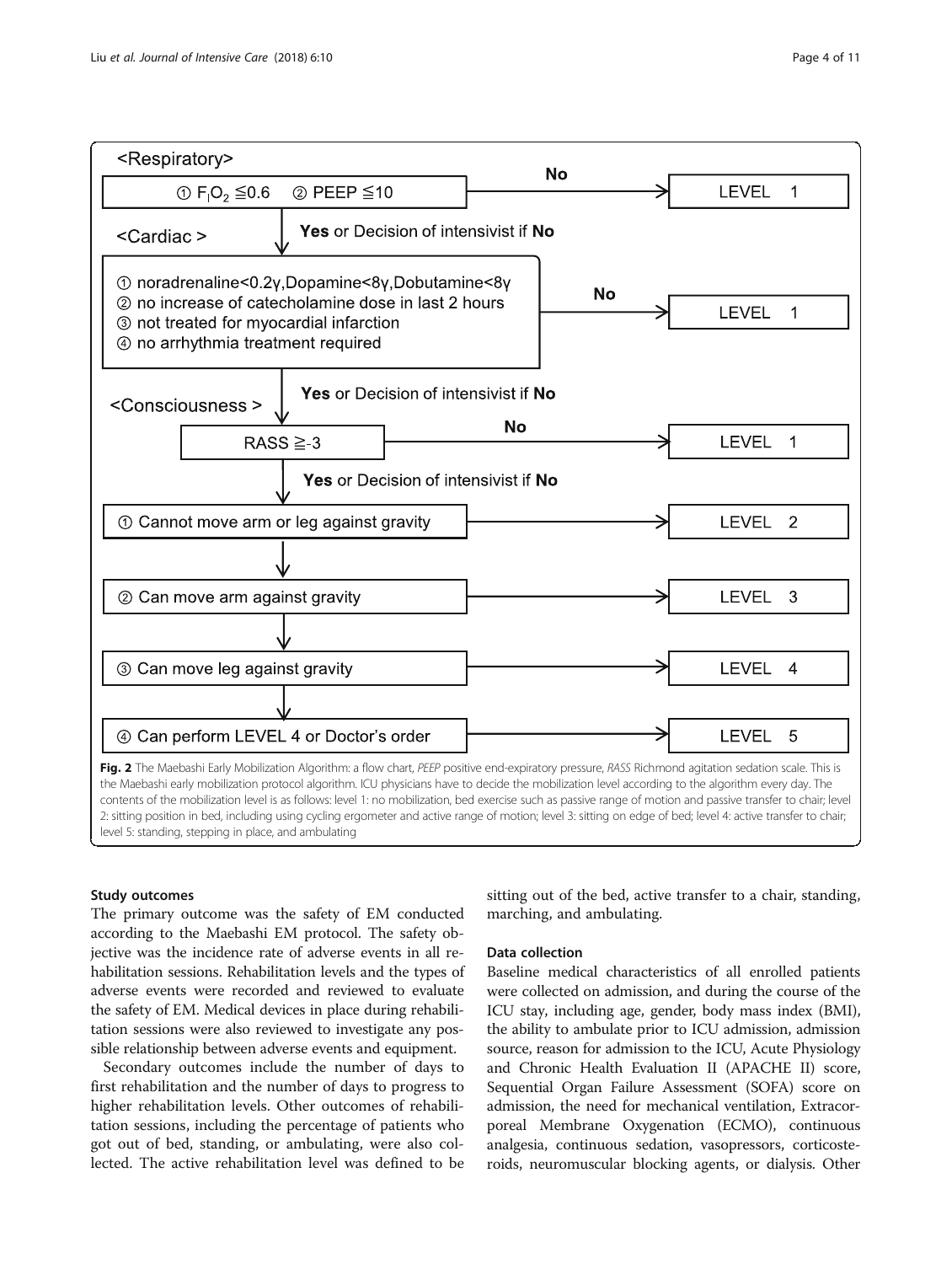**<Respiratory>**

① $F_IO_2$ ≦0.6 ② PEEP ≦10 → **No** → LEVEL 1

↓ **Yes** or Decision of intensivist if **No**

**<Cardiac>**

① noradrenaline<0.2γ,Dopamine<8γ,Dobutamine<8γ
② no increase of catecholamine dose in last 2 hours
③ not treated for myocardial infarction
④ no arrhythmia treatment required

→ **No** → LEVEL 1

↓ **Yes** or Decision of intensivist if **No**

**<Consciousness>**

RASS ≧-3 → **No** → LEVEL 1

↓ **Yes** or Decision of intensivist if **No**

① Cannot move arm or leg against gravity → LEVEL 2

② Can move arm against gravity → LEVEL 3

③ Can move leg against gravity → LEVEL 4

④ Can perform LEVEL 4 or Doctor's order → LEVEL 5

**Fig. 2** The Maebashi Early Mobilization Algorithm: a flow chart, *PEEP* positive end-expiratory pressure, *RASS* Richmond agitation sedation scale. This is the Maebashi early mobilization protocol algorithm. ICU physicians have to decide the mobilization level according to the algorithm every day. The contents of the mobilization level is as follows: level 1: no mobilization, bed exercise such as passive range of motion and passive transfer to chair; level 2: sitting position in bed, including using cycling ergometer and active range of motion; level 3: sitting on edge of bed; level 4: active transfer to chair; level 5: standing, stepping in place, and ambulating

### Study outcomes

The primary outcome was the safety of EM conducted according to the Maebashi EM protocol. The safety objective was the incidence rate of adverse events in all rehabilitation sessions. Rehabilitation levels and the types of adverse events were recorded and reviewed to evaluate the safety of EM. Medical devices in place during rehabilitation sessions were also reviewed to investigate any possible relationship between adverse events and equipment.

Secondary outcomes include the number of days to first rehabilitation and the number of days to progress to higher rehabilitation levels. Other outcomes of rehabilitation sessions, including the percentage of patients who got out of bed, standing, or ambulating, were also collected. The active rehabilitation level was defined to be sitting out of the bed, active transfer to a chair, standing, marching, and ambulating.

### Data collection

Baseline medical characteristics of all enrolled patients were collected on admission, and during the course of the ICU stay, including age, gender, body mass index (BMI), the ability to ambulate prior to ICU admission, admission source, reason for admission to the ICU, Acute Physiology and Chronic Health Evaluation II (APACHE II) score, Sequential Organ Failure Assessment (SOFA) score on admission, the need for mechanical ventilation, Extracorporeal Membrane Oxygenation (ECMO), continuous analgesia, continuous sedation, vasopressors, corticosteroids, neuromuscular blocking agents, or dialysis. Other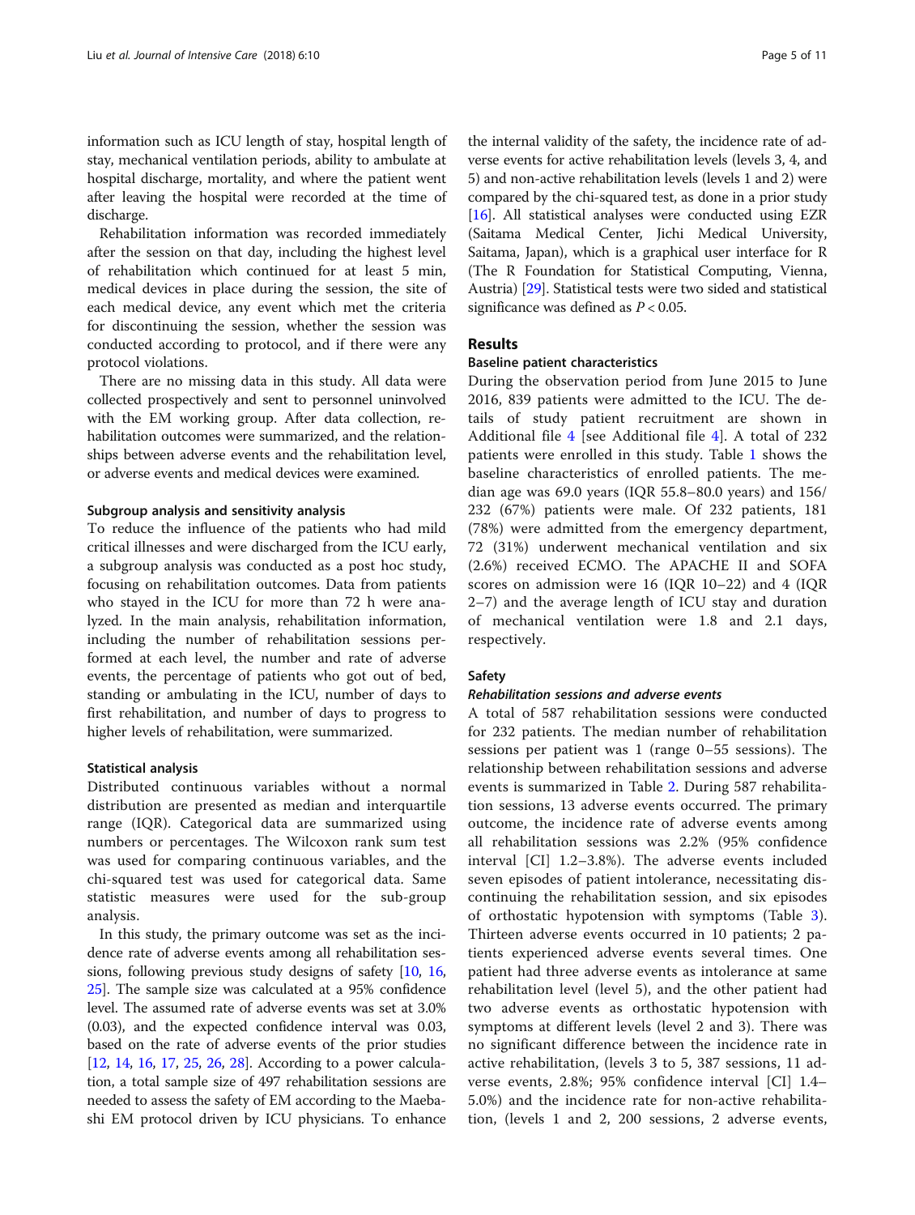information such as ICU length of stay, hospital length of stay, mechanical ventilation periods, ability to ambulate at hospital discharge, mortality, and where the patient went after leaving the hospital were recorded at the time of discharge.

Rehabilitation information was recorded immediately after the session on that day, including the highest level of rehabilitation which continued for at least 5 min, medical devices in place during the session, the site of each medical device, any event which met the criteria for discontinuing the session, whether the session was conducted according to protocol, and if there were any protocol violations.

There are no missing data in this study. All data were collected prospectively and sent to personnel uninvolved with the EM working group. After data collection, rehabilitation outcomes were summarized, and the relationships between adverse events and the rehabilitation level, or adverse events and medical devices were examined.

### Subgroup analysis and sensitivity analysis

To reduce the influence of the patients who had mild critical illnesses and were discharged from the ICU early, a subgroup analysis was conducted as a post hoc study, focusing on rehabilitation outcomes. Data from patients who stayed in the ICU for more than 72 h were analyzed. In the main analysis, rehabilitation information, including the number of rehabilitation sessions performed at each level, the number and rate of adverse events, the percentage of patients who got out of bed, standing or ambulating in the ICU, number of days to first rehabilitation, and number of days to progress to higher levels of rehabilitation, were summarized.

### Statistical analysis

Distributed continuous variables without a normal distribution are presented as median and interquartile range (IQR). Categorical data are summarized using numbers or percentages. The Wilcoxon rank sum test was used for comparing continuous variables, and the chi-squared test was used for categorical data. Same statistic measures were used for the sub-group analysis.

In this study, the primary outcome was set as the incidence rate of adverse events among all rehabilitation sessions, following previous study designs of safety [10, 16, 25]. The sample size was calculated at a 95% confidence level. The assumed rate of adverse events was set at 3.0% (0.03), and the expected confidence interval was 0.03, based on the rate of adverse events of the prior studies [12, 14, 16, 17, 25, 26, 28]. According to a power calculation, a total sample size of 497 rehabilitation sessions are needed to assess the safety of EM according to the Maebashi EM protocol driven by ICU physicians. To enhance the internal validity of the safety, the incidence rate of adverse events for active rehabilitation levels (levels 3, 4, and 5) and non-active rehabilitation levels (levels 1 and 2) were compared by the chi-squared test, as done in a prior study [16]. All statistical analyses were conducted using EZR (Saitama Medical Center, Jichi Medical University, Saitama, Japan), which is a graphical user interface for R (The R Foundation for Statistical Computing, Vienna, Austria) [29]. Statistical tests were two sided and statistical significance was defined as $P < 0.05$.

## Results

### Baseline patient characteristics

During the observation period from June 2015 to June 2016, 839 patients were admitted to the ICU. The details of study patient recruitment are shown in Additional file 4 [see Additional file 4]. A total of 232 patients were enrolled in this study. Table 1 shows the baseline characteristics of enrolled patients. The median age was 69.0 years (IQR 55.8–80.0 years) and 156/232 (67%) patients were male. Of 232 patients, 181 (78%) were admitted from the emergency department, 72 (31%) underwent mechanical ventilation and six (2.6%) received ECMO. The APACHE II and SOFA scores on admission were 16 (IQR 10–22) and 4 (IQR 2–7) and the average length of ICU stay and duration of mechanical ventilation were 1.8 and 2.1 days, respectively.

### Safety

#### *Rehabilitation sessions and adverse events*

A total of 587 rehabilitation sessions were conducted for 232 patients. The median number of rehabilitation sessions per patient was 1 (range 0–55 sessions). The relationship between rehabilitation sessions and adverse events is summarized in Table 2. During 587 rehabilitation sessions, 13 adverse events occurred. The primary outcome, the incidence rate of adverse events among all rehabilitation sessions was 2.2% (95% confidence interval [CI] 1.2–3.8%). The adverse events included seven episodes of patient intolerance, necessitating discontinuing the rehabilitation session, and six episodes of orthostatic hypotension with symptoms (Table 3). Thirteen adverse events occurred in 10 patients; 2 patients experienced adverse events several times. One patient had three adverse events as intolerance at same rehabilitation level (level 5), and the other patient had two adverse events as orthostatic hypotension with symptoms at different levels (level 2 and 3). There was no significant difference between the incidence rate in active rehabilitation, (levels 3 to 5, 387 sessions, 11 adverse events, 2.8%; 95% confidence interval [CI] 1.4–5.0%) and the incidence rate for non-active rehabilitation, (levels 1 and 2, 200 sessions, 2 adverse events,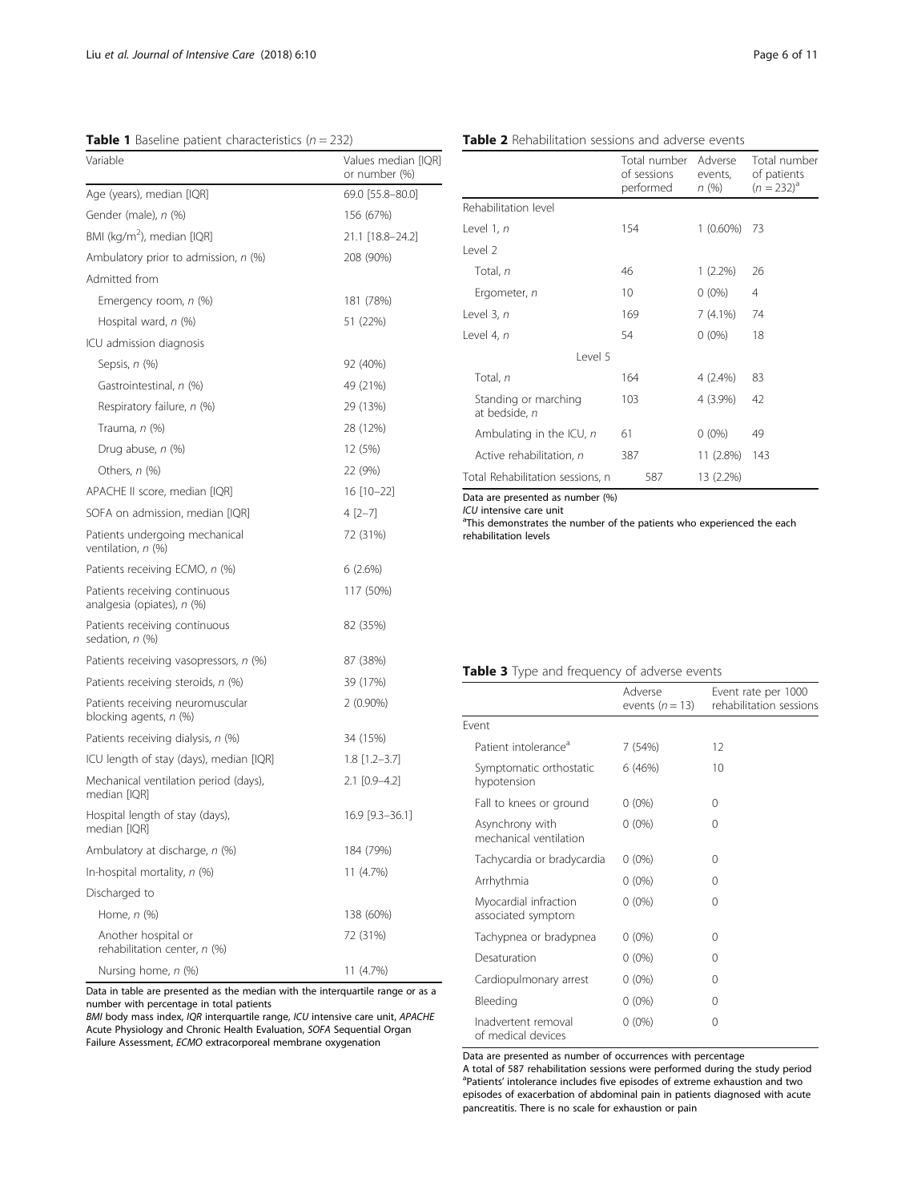**Table 1** Baseline patient characteristics ($n = 232$)

| Variable | Values median [IQR] or number (%) |
|---|---|
| Age (years), median [IQR] | 69.0 [55.8–80.0] |
| Gender (male), *n* (%) | 156 (67%) |
| BMI (kg/m$^2$), median [IQR] | 21.1 [18.8–24.2] |
| Ambulatory prior to admission, *n* (%) | 208 (90%) |
| Admitted from | |
| Emergency room, *n* (%) | 181 (78%) |
| Hospital ward, *n* (%) | 51 (22%) |
| ICU admission diagnosis | |
| Sepsis, *n* (%) | 92 (40%) |
| Gastrointestinal, *n* (%) | 49 (21%) |
| Respiratory failure, *n* (%) | 29 (13%) |
| Trauma, *n* (%) | 28 (12%) |
| Drug abuse, *n* (%) | 12 (5%) |
| Others, *n* (%) | 22 (9%) |
| APACHE II score, median [IQR] | 16 [10–22] |
| SOFA on admission, median [IQR] | 4 [2–7] |
| Patients undergoing mechanical ventilation, *n* (%) | 72 (31%) |
| Patients receiving ECMO, *n* (%) | 6 (2.6%) |
| Patients receiving continuous analgesia (opiates), *n* (%) | 117 (50%) |
| Patients receiving continuous sedation, *n* (%) | 82 (35%) |
| Patients receiving vasopressors, *n* (%) | 87 (38%) |
| Patients receiving steroids, *n* (%) | 39 (17%) |
| Patients receiving neuromuscular blocking agents, *n* (%) | 2 (0.90%) |
| Patients receiving dialysis, *n* (%) | 34 (15%) |
| ICU length of stay (days), median [IQR] | 1.8 [1.2–3.7] |
| Mechanical ventilation period (days), median [IQR] | 2.1 [0.9–4.2] |
| Hospital length of stay (days), median [IQR] | 16.9 [9.3–36.1] |
| Ambulatory at discharge, *n* (%) | 184 (79%) |
| In-hospital mortality, *n* (%) | 11 (4.7%) |
| Discharged to | |
| Home, *n* (%) | 138 (60%) |
| Another hospital or rehabilitation center, *n* (%) | 72 (31%) |
| Nursing home, *n* (%) | 11 (4.7%) |

Data in table are presented as the median with the interquartile range or as a number with percentage in total patients

*BMI* body mass index, *IQR* interquartile range, *ICU* intensive care unit, *APACHE* Acute Physiology and Chronic Health Evaluation, *SOFA* Sequential Organ Failure Assessment, *ECMO* extracorporeal membrane oxygenation

**Table 2** Rehabilitation sessions and adverse events

| | Total number of sessions performed | Adverse events, *n* (%) | Total number of patients ($n = 232$)[a] |
|---|---|---|---|
| Rehabilitation level | | | |
| Level 1, *n* | 154 | 1 (0.60%) | 73 |
| Level 2 | | | |
| Total, *n* | 46 | 1 (2.2%) | 26 |
| Ergometer, *n* | 10 | 0 (0%) | 4 |
| Level 3, *n* | 169 | 7 (4.1%) | 74 |
| Level 4, *n* | 54 | 0 (0%) | 18 |
| Level 5 | | | |
| Total, *n* | 164 | 4 (2.4%) | 83 |
| Standing or marching at bedside, *n* | 103 | 4 (3.9%) | 42 |
| Ambulating in the ICU, *n* | 61 | 0 (0%) | 49 |
| Active rehabilitation, *n* | 387 | 11 (2.8%) | 143 |
| Total Rehabilitation sessions, n | 587 | 13 (2.2%) | |

Data are presented as number (%)

*ICU* intensive care unit

[a]This demonstrates the number of the patients who experienced the each rehabilitation levels

**Table 3** Type and frequency of adverse events

| | Adverse events ($n = 13$) | Event rate per 1000 rehabilitation sessions |
|---|---|---|
| Event | | |
| Patient intolerance[a] | 7 (54%) | 12 |
| Symptomatic orthostatic hypotension | 6 (46%) | 10 |
| Fall to knees or ground | 0 (0%) | 0 |
| Asynchrony with mechanical ventilation | 0 (0%) | 0 |
| Tachycardia or bradycardia | 0 (0%) | 0 |
| Arrhythmia | 0 (0%) | 0 |
| Myocardial infraction associated symptom | 0 (0%) | 0 |
| Tachypnea or bradypnea | 0 (0%) | 0 |
| Desaturation | 0 (0%) | 0 |
| Cardiopulmonary arrest | 0 (0%) | 0 |
| Bleeding | 0 (0%) | 0 |
| Inadvertent removal of medical devices | 0 (0%) | 0 |

Data are presented as number of occurrences with percentage

A total of 587 rehabilitation sessions were performed during the study period

[a]Patients' intolerance includes five episodes of extreme exhaustion and two episodes of exacerbation of abdominal pain in patients diagnosed with acute pancreatitis. There is no scale for exhaustion or pain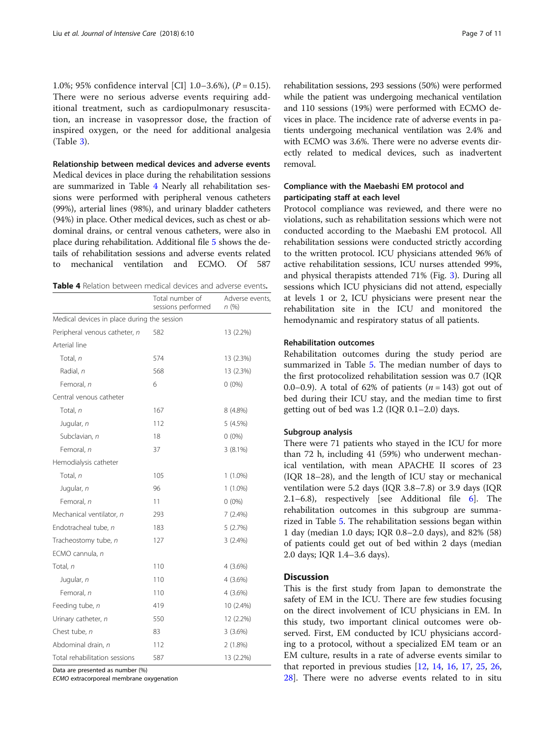1.0%; 95% confidence interval [CI] 1.0–3.6%), ($P = 0.15$). There were no serious adverse events requiring additional treatment, such as cardiopulmonary resuscitation, an increase in vasopressor dose, the fraction of inspired oxygen, or the need for additional analgesia (Table 3).

**Relationship between medical devices and adverse events**

Medical devices in place during the rehabilitation sessions are summarized in Table 4 Nearly all rehabilitation sessions were performed with peripheral venous catheters (99%), arterial lines (98%), and urinary bladder catheters (94%) in place. Other medical devices, such as chest or abdominal drains, or central venous catheters, were also in place during rehabilitation. Additional file 5 shows the details of rehabilitation sessions and adverse events related to mechanical ventilation and ECMO. Of 587 rehabilitation sessions, 293 sessions (50%) were performed while the patient was undergoing mechanical ventilation and 110 sessions (19%) were performed with ECMO devices in place. The incidence rate of adverse events in patients undergoing mechanical ventilation was 2.4% and with ECMO was 3.6%. There were no adverse events directly related to medical devices, such as inadvertent removal.

**Table 4** Relation between medical devices and adverse events.

| | Total number of sessions performed | Adverse events, *n* (%) |
|---|---|---|
| Medical devices in place during the session | | |
| Peripheral venous catheter, *n* | 582 | 13 (2.2%) |
| Arterial line | | |
| Total, *n* | 574 | 13 (2.3%) |
| Radial, *n* | 568 | 13 (2.3%) |
| Femoral, *n* | 6 | 0 (0%) |
| Central venous catheter | | |
| Total, *n* | 167 | 8 (4.8%) |
| Jugular, *n* | 112 | 5 (4.5%) |
| Subclavian, *n* | 18 | 0 (0%) |
| Femoral, *n* | 37 | 3 (8.1%) |
| Hemodialysis catheter | | |
| Total, *n* | 105 | 1 (1.0%) |
| Jugular, *n* | 96 | 1 (1.0%) |
| Femoral, *n* | 11 | 0 (0%) |
| Mechanical ventilator, *n* | 293 | 7 (2.4%) |
| Endotracheal tube, *n* | 183 | 5 (2.7%) |
| Tracheostomy tube, *n* | 127 | 3 (2.4%) |
| ECMO cannula, *n* | | |
| Total, *n* | 110 | 4 (3.6%) |
| Jugular, *n* | 110 | 4 (3.6%) |
| Femoral, *n* | 110 | 4 (3.6%) |
| Feeding tube, *n* | 419 | 10 (2.4%) |
| Urinary catheter, *n* | 550 | 12 (2.2%) |
| Chest tube, *n* | 83 | 3 (3.6%) |
| Abdominal drain, *n* | 112 | 2 (1.8%) |
| Total rehabilitation sessions | 587 | 13 (2.2%) |

Data are presented as number (%)

*ECMO* extracorporeal membrane oxygenation

**Compliance with the Maebashi EM protocol and participating staff at each level**

Protocol compliance was reviewed, and there were no violations, such as rehabilitation sessions which were not conducted according to the Maebashi EM protocol. All rehabilitation sessions were conducted strictly according to the written protocol. ICU physicians attended 96% of active rehabilitation sessions, ICU nurses attended 99%, and physical therapists attended 71% (Fig. 3). During all sessions which ICU physicians did not attend, especially at levels 1 or 2, ICU physicians were present near the rehabilitation site in the ICU and monitored the hemodynamic and respiratory status of all patients.

**Rehabilitation outcomes**

Rehabilitation outcomes during the study period are summarized in Table 5. The median number of days to the first protocolized rehabilitation session was 0.7 (IQR 0.0–0.9). A total of 62% of patients ($n = 143$) got out of bed during their ICU stay, and the median time to first getting out of bed was 1.2 (IQR 0.1–2.0) days.

**Subgroup analysis**

There were 71 patients who stayed in the ICU for more than 72 h, including 41 (59%) who underwent mechanical ventilation, with mean APACHE II scores of 23 (IQR 18–28), and the length of ICU stay or mechanical ventilation were 5.2 days (IQR 3.8–7.8) or 3.9 days (IQR 2.1–6.8), respectively [see Additional file 6]. The rehabilitation outcomes in this subgroup are summarized in Table 5. The rehabilitation sessions began within 1 day (median 1.0 days; IQR 0.8–2.0 days), and 82% (58) of patients could get out of bed within 2 days (median 2.0 days; IQR 1.4–3.6 days).

## Discussion

This is the first study from Japan to demonstrate the safety of EM in the ICU. There are few studies focusing on the direct involvement of ICU physicians in EM. In this study, two important clinical outcomes were observed. First, EM conducted by ICU physicians according to a protocol, without a specialized EM team or an EM culture, results in a rate of adverse events similar to that reported in previous studies [12, 14, 16, 17, 25, 26, 28]. There were no adverse events related to in situ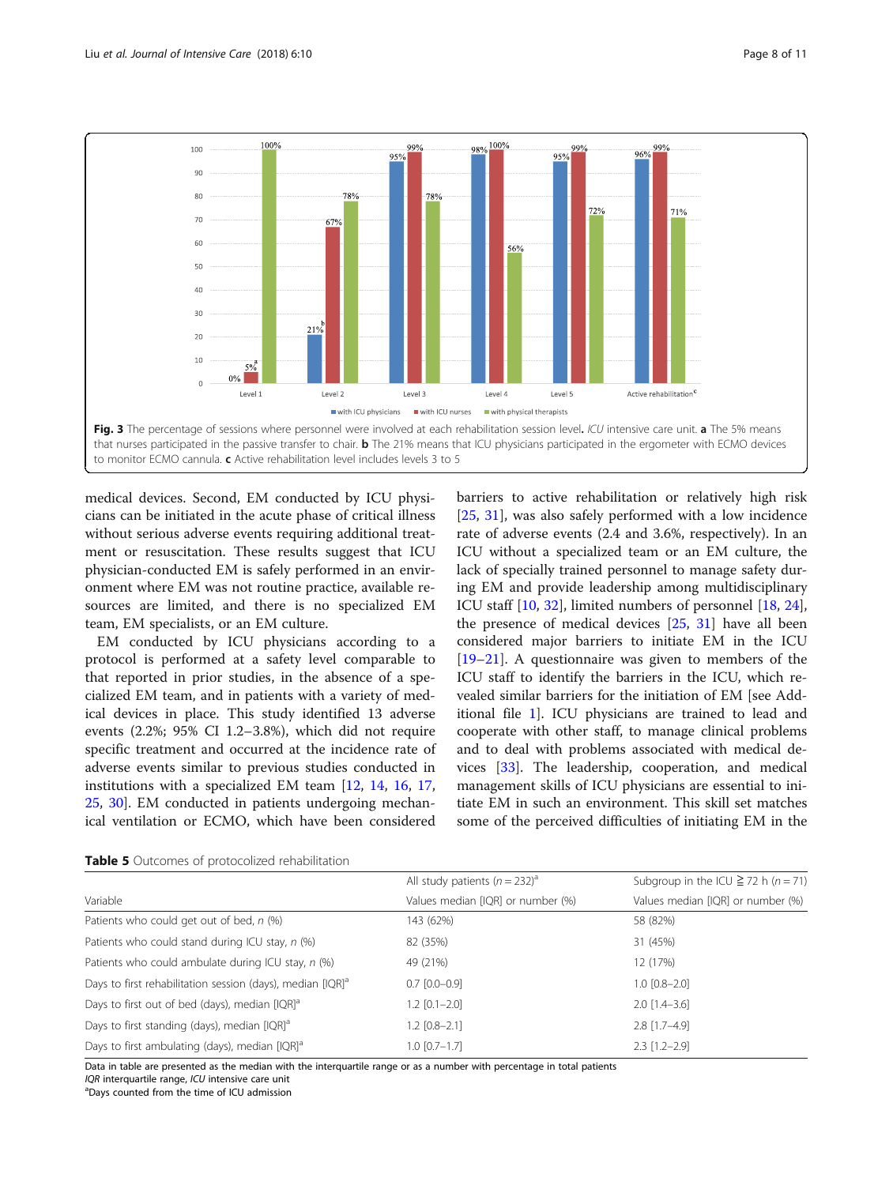**Fig. 3** The percentage of sessions where personnel were involved at each rehabilitation session level. *ICU* intensive care unit. **a** The 5% means that nurses participated in the passive transfer to chair. **b** The 21% means that ICU physicians participated in the ergometer with ECMO devices to monitor ECMO cannula. **c** Active rehabilitation level includes levels 3 to 5

medical devices. Second, EM conducted by ICU physicians can be initiated in the acute phase of critical illness without serious adverse events requiring additional treatment or resuscitation. These results suggest that ICU physician-conducted EM is safely performed in an environment where EM was not routine practice, available resources are limited, and there is no specialized EM team, EM specialists, or an EM culture.

EM conducted by ICU physicians according to a protocol is performed at a safety level comparable to that reported in prior studies, in the absence of a specialized EM team, and in patients with a variety of medical devices in place. This study identified 13 adverse events (2.2%; 95% CI 1.2–3.8%), which did not require specific treatment and occurred at the incidence rate of adverse events similar to previous studies conducted in institutions with a specialized EM team [12, 14, 16, 17, 25, 30]. EM conducted in patients undergoing mechanical ventilation or ECMO, which have been considered barriers to active rehabilitation or relatively high risk [25, 31], was also safely performed with a low incidence rate of adverse events (2.4 and 3.6%, respectively). In an ICU without a specialized team or an EM culture, the lack of specially trained personnel to manage safety during EM and provide leadership among multidisciplinary ICU staff [10, 32], limited numbers of personnel [18, 24], the presence of medical devices [25, 31] have all been considered major barriers to initiate EM in the ICU [19–21]. A questionnaire was given to members of the ICU staff to identify the barriers in the ICU, which revealed similar barriers for the initiation of EM [see Additional file 1]. ICU physicians are trained to lead and cooperate with other staff, to manage clinical problems and to deal with problems associated with medical devices [33]. The leadership, cooperation, and medical management skills of ICU physicians are essential to initiate EM in such an environment. This skill set matches some of the perceived difficulties of initiating EM in the

**Table 5** Outcomes of protocolized rehabilitation

| Variable | All study patients ($n = 232$)[a] Values median [IQR] or number (%) | Subgroup in the ICU ≧ 72 h ($n = 71$) Values median [IQR] or number (%) |
|---|---|---|
| Patients who could get out of bed, *n* (%) | 143 (62%) | 58 (82%) |
| Patients who could stand during ICU stay, *n* (%) | 82 (35%) | 31 (45%) |
| Patients who could ambulate during ICU stay, *n* (%) | 49 (21%) | 12 (17%) |
| Days to first rehabilitation session (days), median [IQR][a] | 0.7 [0.0–0.9] | 1.0 [0.8–2.0] |
| Days to first out of bed (days), median [IQR][a] | 1.2 [0.1–2.0] | 2.0 [1.4–3.6] |
| Days to first standing (days), median [IQR][a] | 1.2 [0.8–2.1] | 2.8 [1.7–4.9] |
| Days to first ambulating (days), median [IQR][a] | 1.0 [0.7–1.7] | 2.3 [1.2–2.9] |

Data in table are presented as the median with the interquartile range or as a number with percentage in total patients
*IQR* interquartile range, *ICU* intensive care unit
[a]Days counted from the time of ICU admission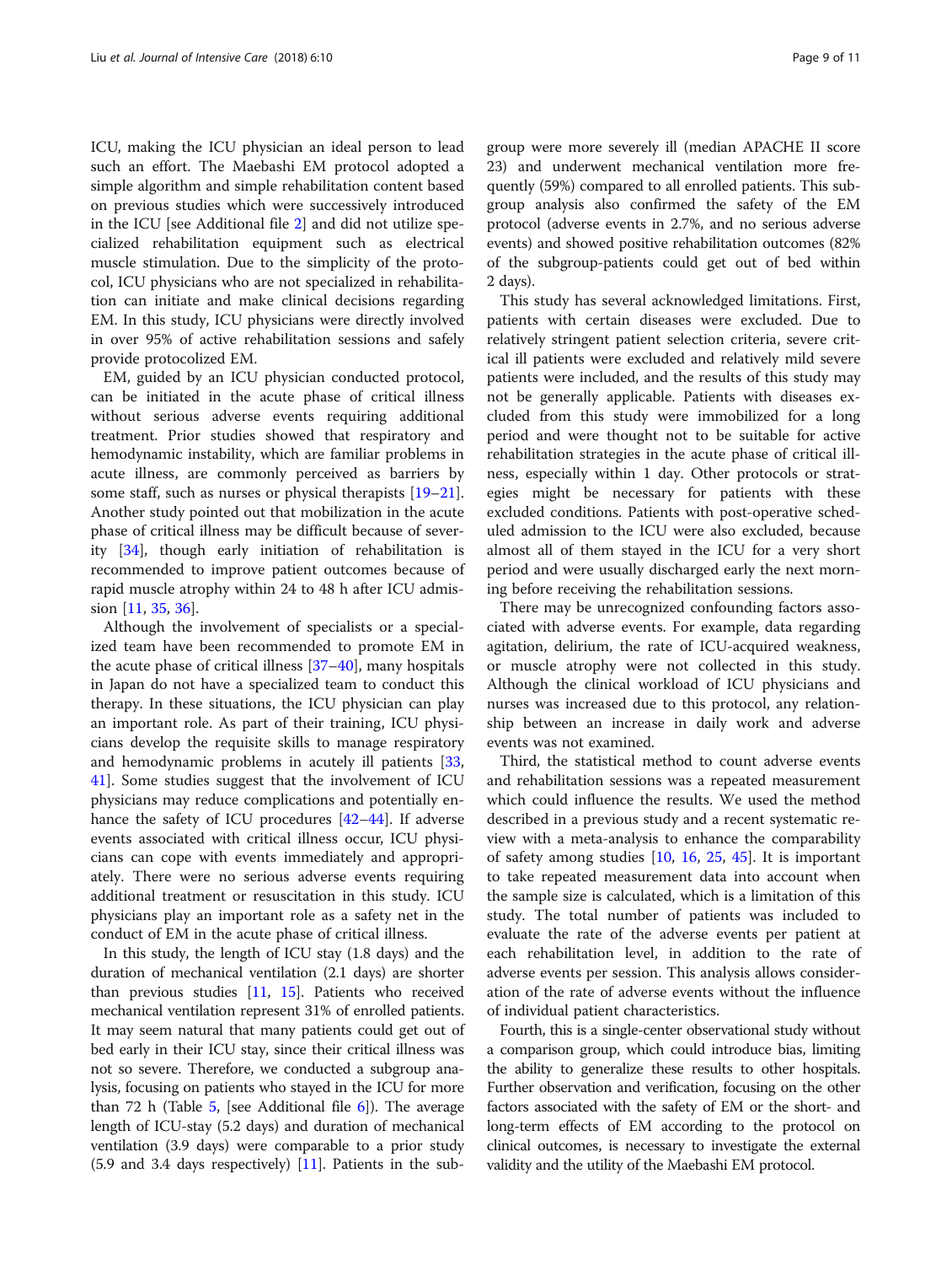ICU, making the ICU physician an ideal person to lead such an effort. The Maebashi EM protocol adopted a simple algorithm and simple rehabilitation content based on previous studies which were successively introduced in the ICU [see Additional file 2] and did not utilize specialized rehabilitation equipment such as electrical muscle stimulation. Due to the simplicity of the protocol, ICU physicians who are not specialized in rehabilitation can initiate and make clinical decisions regarding EM. In this study, ICU physicians were directly involved in over 95% of active rehabilitation sessions and safely provide protocolized EM.

EM, guided by an ICU physician conducted protocol, can be initiated in the acute phase of critical illness without serious adverse events requiring additional treatment. Prior studies showed that respiratory and hemodynamic instability, which are familiar problems in acute illness, are commonly perceived as barriers by some staff, such as nurses or physical therapists [19–21]. Another study pointed out that mobilization in the acute phase of critical illness may be difficult because of severity [34], though early initiation of rehabilitation is recommended to improve patient outcomes because of rapid muscle atrophy within 24 to 48 h after ICU admission [11, 35, 36].

Although the involvement of specialists or a specialized team have been recommended to promote EM in the acute phase of critical illness [37–40], many hospitals in Japan do not have a specialized team to conduct this therapy. In these situations, the ICU physician can play an important role. As part of their training, ICU physicians develop the requisite skills to manage respiratory and hemodynamic problems in acutely ill patients [33, 41]. Some studies suggest that the involvement of ICU physicians may reduce complications and potentially enhance the safety of ICU procedures [42–44]. If adverse events associated with critical illness occur, ICU physicians can cope with events immediately and appropriately. There were no serious adverse events requiring additional treatment or resuscitation in this study. ICU physicians play an important role as a safety net in the conduct of EM in the acute phase of critical illness.

In this study, the length of ICU stay (1.8 days) and the duration of mechanical ventilation (2.1 days) are shorter than previous studies [11, 15]. Patients who received mechanical ventilation represent 31% of enrolled patients. It may seem natural that many patients could get out of bed early in their ICU stay, since their critical illness was not so severe. Therefore, we conducted a subgroup analysis, focusing on patients who stayed in the ICU for more than 72 h (Table 5, [see Additional file 6]). The average length of ICU-stay (5.2 days) and duration of mechanical ventilation (3.9 days) were comparable to a prior study (5.9 and 3.4 days respectively) [11]. Patients in the subgroup were more severely ill (median APACHE II score 23) and underwent mechanical ventilation more frequently (59%) compared to all enrolled patients. This subgroup analysis also confirmed the safety of the EM protocol (adverse events in 2.7%, and no serious adverse events) and showed positive rehabilitation outcomes (82% of the subgroup-patients could get out of bed within 2 days).

This study has several acknowledged limitations. First, patients with certain diseases were excluded. Due to relatively stringent patient selection criteria, severe critical ill patients were excluded and relatively mild severe patients were included, and the results of this study may not be generally applicable. Patients with diseases excluded from this study were immobilized for a long period and were thought not to be suitable for active rehabilitation strategies in the acute phase of critical illness, especially within 1 day. Other protocols or strategies might be necessary for patients with these excluded conditions. Patients with post-operative scheduled admission to the ICU were also excluded, because almost all of them stayed in the ICU for a very short period and were usually discharged early the next morning before receiving the rehabilitation sessions.

There may be unrecognized confounding factors associated with adverse events. For example, data regarding agitation, delirium, the rate of ICU-acquired weakness, or muscle atrophy were not collected in this study. Although the clinical workload of ICU physicians and nurses was increased due to this protocol, any relationship between an increase in daily work and adverse events was not examined.

Third, the statistical method to count adverse events and rehabilitation sessions was a repeated measurement which could influence the results. We used the method described in a previous study and a recent systematic review with a meta-analysis to enhance the comparability of safety among studies [10, 16, 25, 45]. It is important to take repeated measurement data into account when the sample size is calculated, which is a limitation of this study. The total number of patients was included to evaluate the rate of the adverse events per patient at each rehabilitation level, in addition to the rate of adverse events per session. This analysis allows consideration of the rate of adverse events without the influence of individual patient characteristics.

Fourth, this is a single-center observational study without a comparison group, which could introduce bias, limiting the ability to generalize these results to other hospitals. Further observation and verification, focusing on the other factors associated with the safety of EM or the short- and long-term effects of EM according to the protocol on clinical outcomes, is necessary to investigate the external validity and the utility of the Maebashi EM protocol.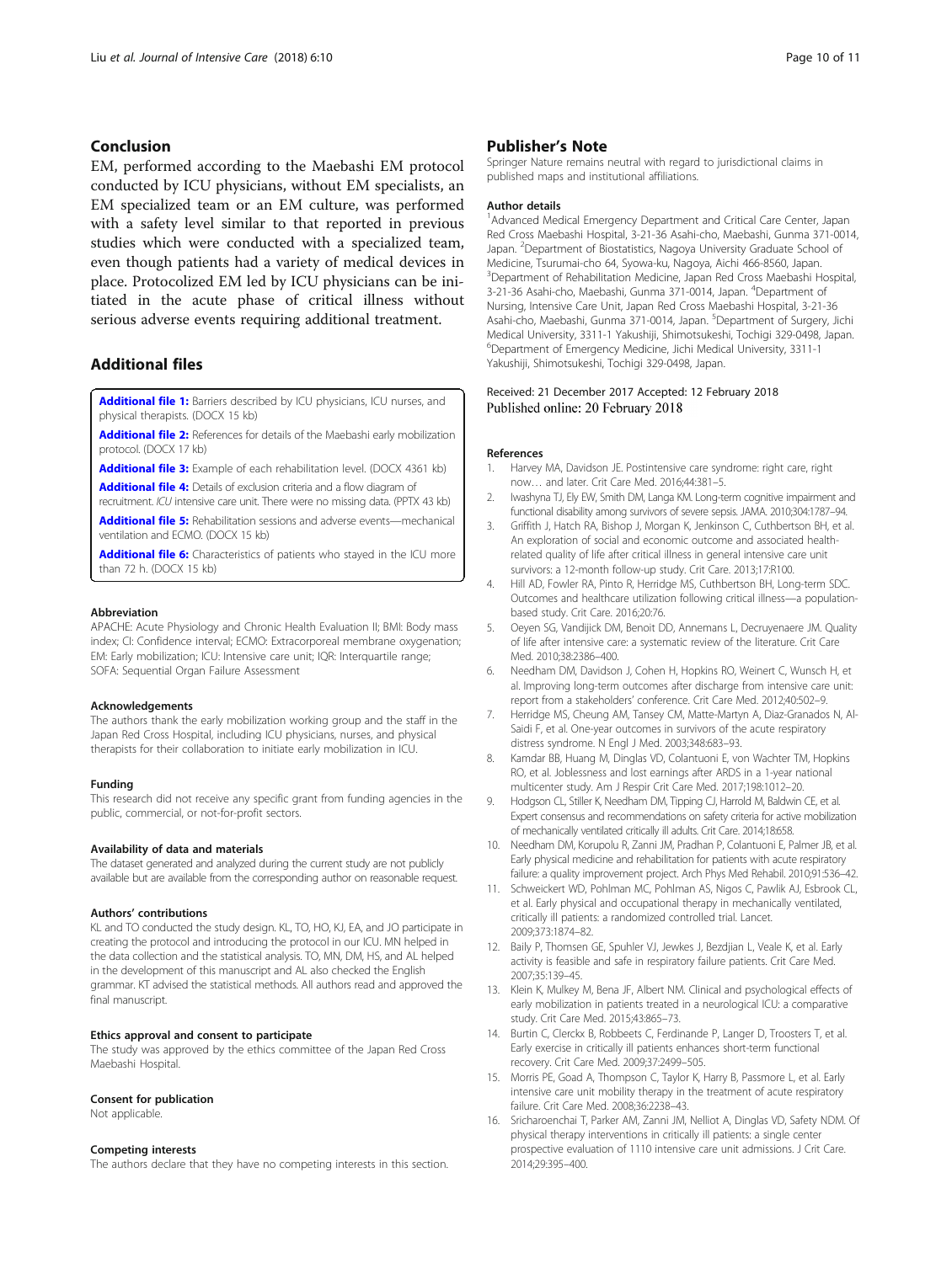## Conclusion

EM, performed according to the Maebashi EM protocol conducted by ICU physicians, without EM specialists, an EM specialized team or an EM culture, was performed with a safety level similar to that reported in previous studies which were conducted with a specialized team, even though patients had a variety of medical devices in place. Protocolized EM led by ICU physicians can be initiated in the acute phase of critical illness without serious adverse events requiring additional treatment.

## Additional files

**Additional file 1:** Barriers described by ICU physicians, ICU nurses, and physical therapists. (DOCX 15 kb)

**Additional file 2:** References for details of the Maebashi early mobilization protocol. (DOCX 17 kb)

**Additional file 3:** Example of each rehabilitation level. (DOCX 4361 kb)

**Additional file 4:** Details of exclusion criteria and a flow diagram of recruitment. *ICU* intensive care unit. There were no missing data. (PPTX 43 kb)

**Additional file 5:** Rehabilitation sessions and adverse events—mechanical ventilation and ECMO. (DOCX 15 kb)

**Additional file 6:** Characteristics of patients who stayed in the ICU more than 72 h. (DOCX 15 kb)

#### Abbreviation

APACHE: Acute Physiology and Chronic Health Evaluation II; BMI: Body mass index; CI: Confidence interval; ECMO: Extracorporeal membrane oxygenation; EM: Early mobilization; ICU: Intensive care unit; IQR: Interquartile range; SOFA: Sequential Organ Failure Assessment

#### Acknowledgements

The authors thank the early mobilization working group and the staff in the Japan Red Cross Hospital, including ICU physicians, nurses, and physical therapists for their collaboration to initiate early mobilization in ICU.

#### Funding

This research did not receive any specific grant from funding agencies in the public, commercial, or not-for-profit sectors.

#### Availability of data and materials

The dataset generated and analyzed during the current study are not publicly available but are available from the corresponding author on reasonable request.

#### Authors' contributions

KL and TO conducted the study design. KL, TO, HO, KJ, EA, and JO participate in creating the protocol and introducing the protocol in our ICU. MN helped in the data collection and the statistical analysis. TO, MN, DM, HS, and AL helped in the development of this manuscript and AL also checked the English grammar. KT advised the statistical methods. All authors read and approved the final manuscript.

#### Ethics approval and consent to participate

The study was approved by the ethics committee of the Japan Red Cross Maebashi Hospital.

#### Consent for publication

Not applicable.

#### Competing interests

The authors declare that they have no competing interests in this section.

## Publisher's Note

Springer Nature remains neutral with regard to jurisdictional claims in published maps and institutional affiliations.

#### Author details

[1]Advanced Medical Emergency Department and Critical Care Center, Japan Red Cross Maebashi Hospital, 3-21-36 Asahi-cho, Maebashi, Gunma 371-0014, Japan. [2]Department of Biostatistics, Nagoya University Graduate School of Medicine, Tsurumai-cho 64, Syowa-ku, Nagoya, Aichi 466-8560, Japan. [3]Department of Rehabilitation Medicine, Japan Red Cross Maebashi Hospital, 3-21-36 Asahi-cho, Maebashi, Gunma 371-0014, Japan. [4]Department of Nursing, Intensive Care Unit, Japan Red Cross Maebashi Hospital, 3-21-36 Asahi-cho, Maebashi, Gunma 371-0014, Japan. [5]Department of Surgery, Jichi Medical University, 3311-1 Yakushiji, Shimotsukeshi, Tochigi 329-0498, Japan. [6]Department of Emergency Medicine, Jichi Medical University, 3311-1 Yakushiji, Shimotsukeshi, Tochigi 329-0498, Japan.

Received: 21 December 2017 Accepted: 12 February 2018
Published online: 20 February 2018

#### References

1. Harvey MA, Davidson JE. Postintensive care syndrome: right care, right now… and later. Crit Care Med. 2016;44:381–5.
2. Iwashyna TJ, Ely EW, Smith DM, Langa KM. Long-term cognitive impairment and functional disability among survivors of severe sepsis. JAMA. 2010;304:1787–94.
3. Griffith J, Hatch RA, Bishop J, Morgan K, Jenkinson C, Cuthbertson BH, et al. An exploration of social and economic outcome and associated health-related quality of life after critical illness in general intensive care unit survivors: a 12-month follow-up study. Crit Care. 2013;17:R100.
4. Hill AD, Fowler RA, Pinto R, Herridge MS, Cuthbertson BH, Long-term SDC. Outcomes and healthcare utilization following critical illness—a population-based study. Crit Care. 2016;20:76.
5. Oeyen SG, Vandijick DM, Benoit DD, Annemans L, Decruyenaere JM. Quality of life after intensive care: a systematic review of the literature. Crit Care Med. 2010;38:2386–400.
6. Needham DM, Davidson J, Cohen H, Hopkins RO, Weinert C, Wunsch H, et al. Improving long-term outcomes after discharge from intensive care unit: report from a stakeholders' conference. Crit Care Med. 2012;40:502–9.
7. Herridge MS, Cheung AM, Tansey CM, Matte-Martyn A, Diaz-Granados N, Al-Saidi F, et al. One-year outcomes in survivors of the acute respiratory distress syndrome. N Engl J Med. 2003;348:683–93.
8. Kamdar BB, Huang M, Dinglas VD, Colantuoni E, von Wachter TM, Hopkins RO, et al. Joblessness and lost earnings after ARDS in a 1-year national multicenter study. Am J Respir Crit Care Med. 2017;198:1012–20.
9. Hodgson CL, Stiller K, Needham DM, Tipping CJ, Harrold M, Baldwin CE, et al. Expert consensus and recommendations on safety criteria for active mobilization of mechanically ventilated critically ill adults. Crit Care. 2014;18:658.
10. Needham DM, Korupolu R, Zanni JM, Pradhan P, Colantuoni E, Palmer JB, et al. Early physical medicine and rehabilitation for patients with acute respiratory failure: a quality improvement project. Arch Phys Med Rehabil. 2010;91:536–42.
11. Schweickert WD, Pohlman MC, Pohlman AS, Nigos C, Pawlik AJ, Esbrook CL, et al. Early physical and occupational therapy in mechanically ventilated, critically ill patients: a randomized controlled trial. Lancet. 2009;373:1874–82.
12. Baily P, Thomsen GE, Spuhler VJ, Jewkes J, Bezdjian L, Veale K, et al. Early activity is feasible and safe in respiratory failure patients. Crit Care Med. 2007;35:139–45.
13. Klein K, Mulkey M, Bena JF, Albert NM. Clinical and psychological effects of early mobilization in patients treated in a neurological ICU: a comparative study. Crit Care Med. 2015;43:865–73.
14. Burtin C, Clerckx B, Robbeets C, Ferdinande P, Langer D, Troosters T, et al. Early exercise in critically ill patients enhances short-term functional recovery. Crit Care Med. 2009;37:2499–505.
15. Morris PE, Goad A, Thompson C, Taylor K, Harry B, Passmore L, et al. Early intensive care unit mobility therapy in the treatment of acute respiratory failure. Crit Care Med. 2008;36:2238–43.
16. Sricharoenchai T, Parker AM, Zanni JM, Nelliot A, Dinglas VD, Safety NDM. Of physical therapy interventions in critically ill patients: a single center prospective evaluation of 1110 intensive care unit admissions. J Crit Care. 2014;29:395–400.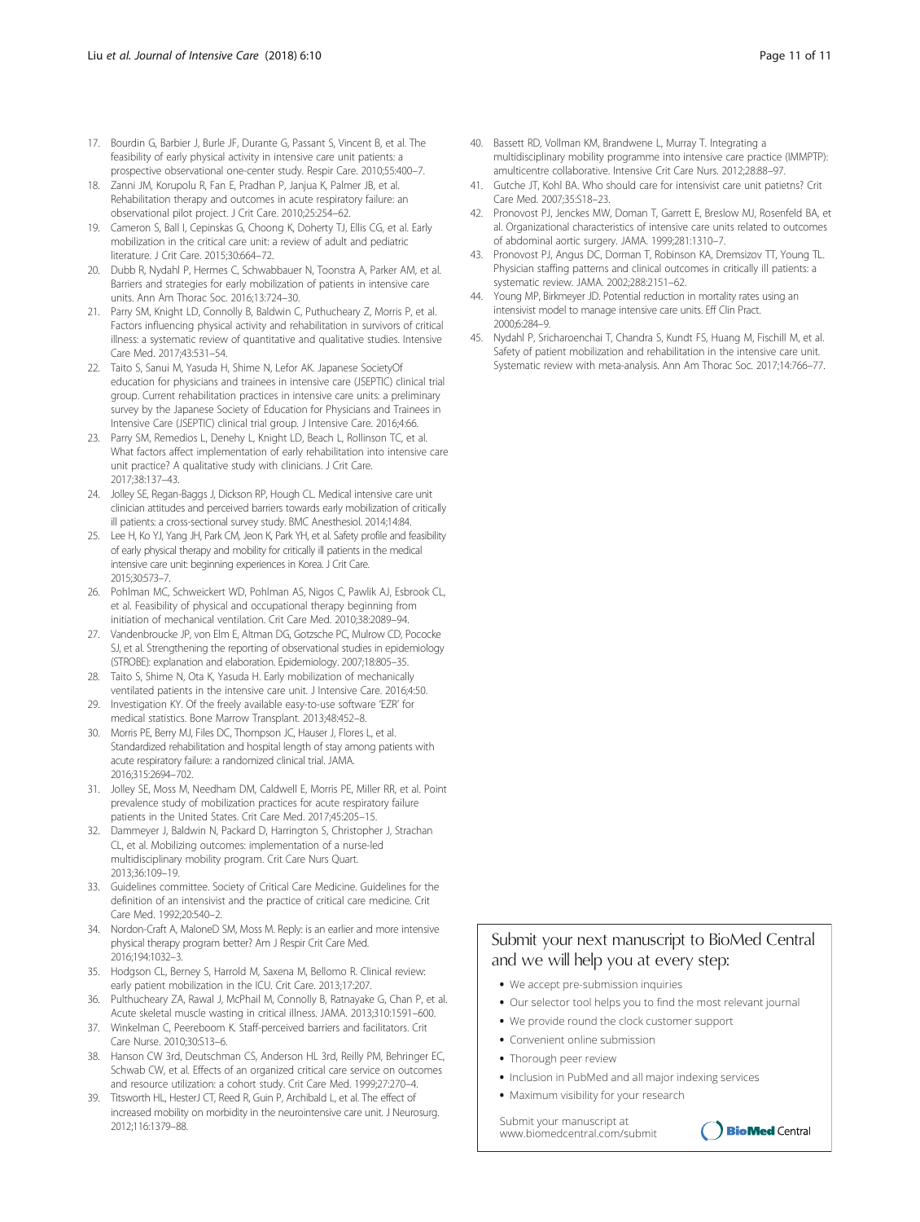17. Bourdin G, Barbier J, Burle JF, Durante G, Passant S, Vincent B, et al. The feasibility of early physical activity in intensive care unit patients: a prospective observational one-center study. Respir Care. 2010;55:400–7.
18. Zanni JM, Korupolu R, Fan E, Pradhan P, Janjua K, Palmer JB, et al. Rehabilitation therapy and outcomes in acute respiratory failure: an observational pilot project. J Crit Care. 2010;25:254–62.
19. Cameron S, Ball I, Cepinskas G, Choong K, Doherty TJ, Ellis CG, et al. Early mobilization in the critical care unit: a review of adult and pediatric literature. J Crit Care. 2015;30:664–72.
20. Dubb R, Nydahl P, Hermes C, Schwabbauer N, Toonstra A, Parker AM, et al. Barriers and strategies for early mobilization of patients in intensive care units. Ann Am Thorac Soc. 2016;13:724–30.
21. Parry SM, Knight LD, Connolly B, Baldwin C, Puthucheary Z, Morris P, et al. Factors influencing physical activity and rehabilitation in survivors of critical illness: a systematic review of quantitative and qualitative studies. Intensive Care Med. 2017;43:531–54.
22. Taito S, Sanui M, Yasuda H, Shime N, Lefor AK. Japanese SocietyOf education for physicians and trainees in intensive care (JSEPTIC) clinical trial group. Current rehabilitation practices in intensive care units: a preliminary survey by the Japanese Society of Education for Physicians and Trainees in Intensive Care (JSEPTIC) clinical trial group. J Intensive Care. 2016;4:66.
23. Parry SM, Remedios L, Denehy L, Knight LD, Beach L, Rollinson TC, et al. What factors affect implementation of early rehabilitation into intensive care unit practice? A qualitative study with clinicians. J Crit Care. 2017;38:137–43.
24. Jolley SE, Regan-Baggs J, Dickson RP, Hough CL. Medical intensive care unit clinician attitudes and perceived barriers towards early mobilization of critically ill patients: a cross-sectional survey study. BMC Anesthesiol. 2014;14:84.
25. Lee H, Ko YJ, Yang JH, Park CM, Jeon K, Park YH, et al. Safety profile and feasibility of early physical therapy and mobility for critically ill patients in the medical intensive care unit: beginning experiences in Korea. J Crit Care. 2015;30:573–7.
26. Pohlman MC, Schweickert WD, Pohlman AS, Nigos C, Pawlik AJ, Esbrook CL, et al. Feasibility of physical and occupational therapy beginning from initiation of mechanical ventilation. Crit Care Med. 2010;38:2089–94.
27. Vandenbroucke JP, von Elm E, Altman DG, Gotzsche PC, Mulrow CD, Pococke SJ, et al. Strengthening the reporting of observational studies in epidemiology (STROBE): explanation and elaboration. Epidemiology. 2007;18:805–35.
28. Taito S, Shime N, Ota K, Yasuda H. Early mobilization of mechanically ventilated patients in the intensive care unit. J Intensive Care. 2016;4:50.
29. Investigation KY. Of the freely available easy-to-use software 'EZR' for medical statistics. Bone Marrow Transplant. 2013;48:452–8.
30. Morris PE, Berry MJ, Files DC, Thompson JC, Hauser J, Flores L, et al. Standardized rehabilitation and hospital length of stay among patients with acute respiratory failure: a randomized clinical trial. JAMA. 2016;315:2694–702.
31. Jolley SE, Moss M, Needham DM, Caldwell E, Morris PE, Miller RR, et al. Point prevalence study of mobilization practices for acute respiratory failure patients in the United States. Crit Care Med. 2017;45:205–15.
32. Dammeyer J, Baldwin N, Packard D, Harrington S, Christopher J, Strachan CL, et al. Mobilizing outcomes: implementation of a nurse-led multidisciplinary mobility program. Crit Care Nurs Quart. 2013;36:109–19.
33. Guidelines committee. Society of Critical Care Medicine. Guidelines for the definition of an intensivist and the practice of critical care medicine. Crit Care Med. 1992;20:540–2.
34. Nordon-Craft A, MaloneD SM, Moss M. Reply: is an earlier and more intensive physical therapy program better? Am J Respir Crit Care Med. 2016;194:1032–3.
35. Hodgson CL, Berney S, Harrold M, Saxena M, Bellomo R. Clinical review: early patient mobilization in the ICU. Crit Care. 2013;17:207.
36. Pulthucheary ZA, Rawal J, McPhail M, Connolly B, Ratnayake G, Chan P, et al. Acute skeletal muscle wasting in critical illness. JAMA. 2013;310:1591–600.
37. Winkelman C, Peereboom K. Staff-perceived barriers and facilitators. Crit Care Nurse. 2010;30:S13–6.
38. Hanson CW 3rd, Deutschman CS, Anderson HL 3rd, Reilly PM, Behringer EC, Schwab CW, et al. Effects of an organized critical care service on outcomes and resource utilization: a cohort study. Crit Care Med. 1999;27:270–4.
39. Titsworth HL, HesterJ CT, Reed R, Guin P, Archibald L, et al. The effect of increased mobility on morbidity in the neurointensive care unit. J Neurosurg. 2012;116:1379–88.
40. Bassett RD, Vollman KM, Brandwene L, Murray T. Integrating a multidisciplinary mobility programme into intensive care practice (IMMPTP): amulticentre collaborative. Intensive Crit Care Nurs. 2012;28:88–97.
41. Gutche JT, Kohl BA. Who should care for intensivist care unit patietns? Crit Care Med. 2007;35:S18–23.
42. Pronovost PJ, Jenckes MW, Doman T, Garrett E, Breslow MJ, Rosenfeld BA, et al. Organizational characteristics of intensive care units related to outcomes of abdominal aortic surgery. JAMA. 1999;281:1310–7.
43. Pronovost PJ, Angus DC, Dorman T, Robinson KA, Dremsizov TT, Young TL. Physician staffing patterns and clinical outcomes in critically ill patients: a systematic review. JAMA. 2002;288:2151–62.
44. Young MP, Birkmeyer JD. Potential reduction in mortality rates using an intensivist model to manage intensive care units. Eff Clin Pract. 2000;6:284–9.
45. Nydahl P, Sricharoenchai T, Chandra S, Kundt FS, Huang M, Fischill M, et al. Safety of patient mobilization and rehabilitation in the intensive care unit. Systematic review with meta-analysis. Ann Am Thorac Soc. 2017;14:766–77.

Submit your next manuscript to BioMed Central and we will help you at every step:

- We accept pre-submission inquiries
- Our selector tool helps you to find the most relevant journal
- We provide round the clock customer support
- Convenient online submission
- Thorough peer review
- Inclusion in PubMed and all major indexing services
- Maximum visibility for your research

Submit your manuscript at
www.biomedcentral.com/submit

BioMed Central